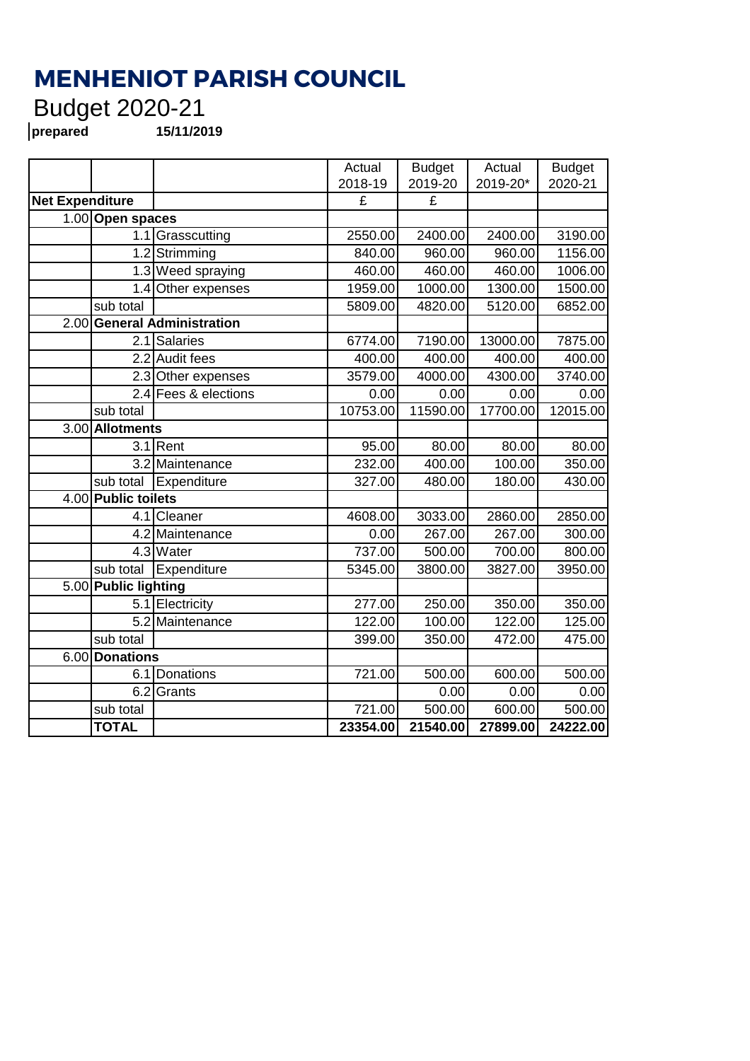# MENHENIOT PARISH COUNCIL

## Budget 2020-21

**prepared** **15/11/2019**

| | | | Actual 2018-19 | Budget 2019-20 | Actual 2019-20* | Budget 2020-21 |
|---|---|---|---|---|---|---|
| **Net Expenditure** | | | £ | £ | | |
| 1.00 | **Open spaces** | | | | | |
| | 1.1 | Grasscutting | 2550.00 | 2400.00 | 2400.00 | 3190.00 |
| | 1.2 | Strimming | 840.00 | 960.00 | 960.00 | 1156.00 |
| | 1.3 | Weed spraying | 460.00 | 460.00 | 460.00 | 1006.00 |
| | 1.4 | Other expenses | 1959.00 | 1000.00 | 1300.00 | 1500.00 |
| | sub total | | 5809.00 | 4820.00 | 5120.00 | 6852.00 |
| 2.00 | **General Administration** | | | | | |
| | 2.1 | Salaries | 6774.00 | 7190.00 | 13000.00 | 7875.00 |
| | 2.2 | Audit fees | 400.00 | 400.00 | 400.00 | 400.00 |
| | 2.3 | Other expenses | 3579.00 | 4000.00 | 4300.00 | 3740.00 |
| | 2.4 | Fees & elections | 0.00 | 0.00 | 0.00 | 0.00 |
| | sub total | | 10753.00 | 11590.00 | 17700.00 | 12015.00 |
| 3.00 | **Allotments** | | | | | |
| | 3.1 | Rent | 95.00 | 80.00 | 80.00 | 80.00 |
| | 3.2 | Maintenance | 232.00 | 400.00 | 100.00 | 350.00 |
| | sub total | Expenditure | 327.00 | 480.00 | 180.00 | 430.00 |
| 4.00 | **Public toilets** | | | | | |
| | 4.1 | Cleaner | 4608.00 | 3033.00 | 2860.00 | 2850.00 |
| | 4.2 | Maintenance | 0.00 | 267.00 | 267.00 | 300.00 |
| | 4.3 | Water | 737.00 | 500.00 | 700.00 | 800.00 |
| | sub total | Expenditure | 5345.00 | 3800.00 | 3827.00 | 3950.00 |
| 5.00 | **Public lighting** | | | | | |
| | 5.1 | Electricity | 277.00 | 250.00 | 350.00 | 350.00 |
| | 5.2 | Maintenance | 122.00 | 100.00 | 122.00 | 125.00 |
| | sub total | | 399.00 | 350.00 | 472.00 | 475.00 |
| 6.00 | **Donations** | | | | | |
| | 6.1 | Donations | 721.00 | 500.00 | 600.00 | 500.00 |
| | 6.2 | Grants | | 0.00 | 0.00 | 0.00 |
| | sub total | | 721.00 | 500.00 | 600.00 | 500.00 |
| | **TOTAL** | | **23354.00** | **21540.00** | **27899.00** | **24222.00** |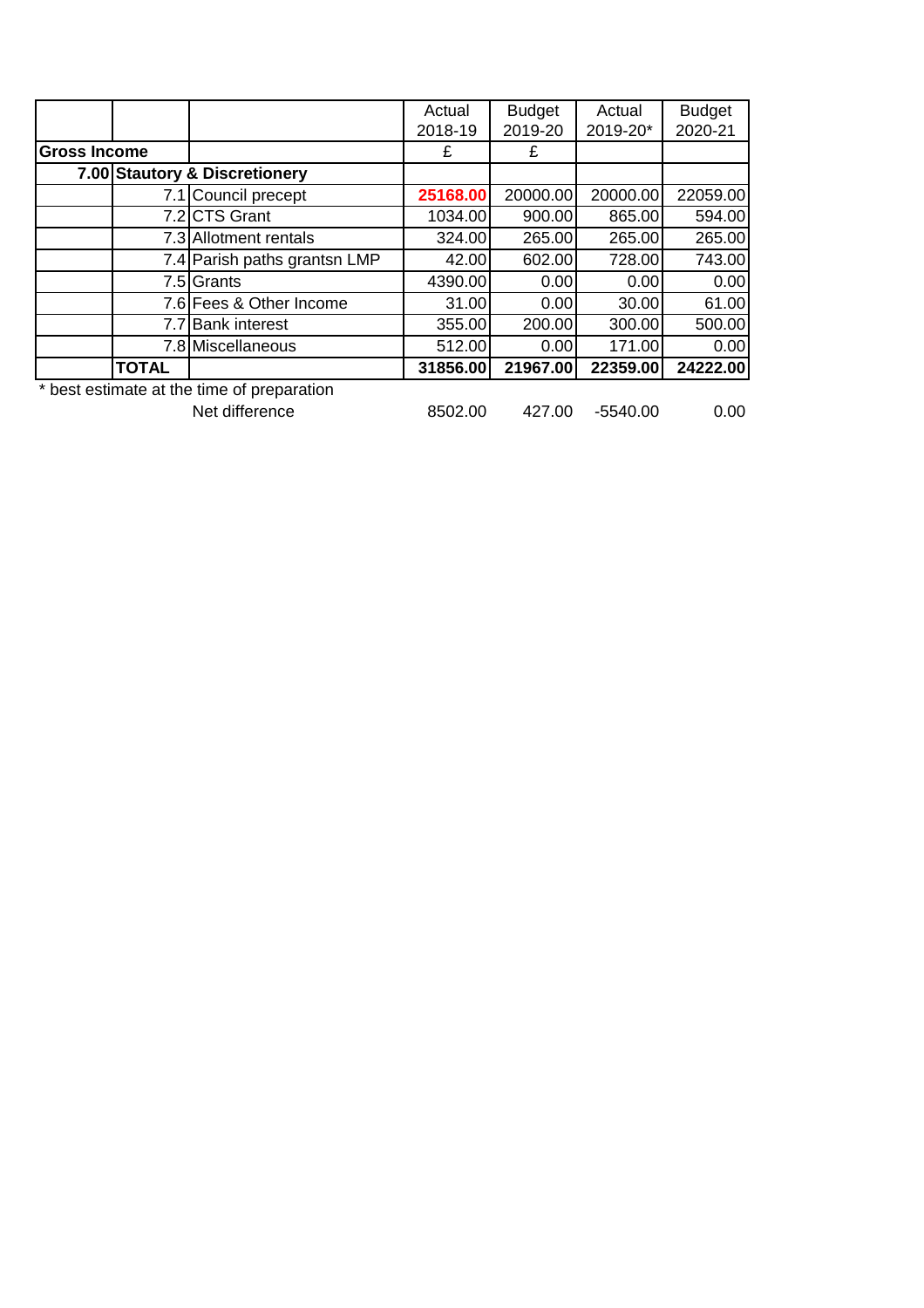| | | | Actual 2018-19 | Budget 2019-20 | Actual 2019-20* | Budget 2020-21 |
|---|---|---|---|---|---|---|
| **Gross Income** | | | £ | £ | | |
| | **7.00** | **Stautory & Discretionery** | | | | |
| | 7.1 | Council precept | **25168.00** | 20000.00 | 20000.00 | 22059.00 |
| | 7.2 | CTS Grant | 1034.00 | 900.00 | 865.00 | 594.00 |
| | 7.3 | Allotment rentals | 324.00 | 265.00 | 265.00 | 265.00 |
| | 7.4 | Parish paths grantsn LMP | 42.00 | 602.00 | 728.00 | 743.00 |
| | 7.5 | Grants | 4390.00 | 0.00 | 0.00 | 0.00 |
| | 7.6 | Fees & Other Income | 31.00 | 0.00 | 30.00 | 61.00 |
| | 7.7 | Bank interest | 355.00 | 200.00 | 300.00 | 500.00 |
| | 7.8 | Miscellaneous | 512.00 | 0.00 | 171.00 | 0.00 |
| | **TOTAL** | | **31856.00** | **21967.00** | **22359.00** | **24222.00** |
| * best estimate at the time of preparation | | | | | | |
| | | Net difference | 8502.00 | 427.00 | -5540.00 | 0.00 |